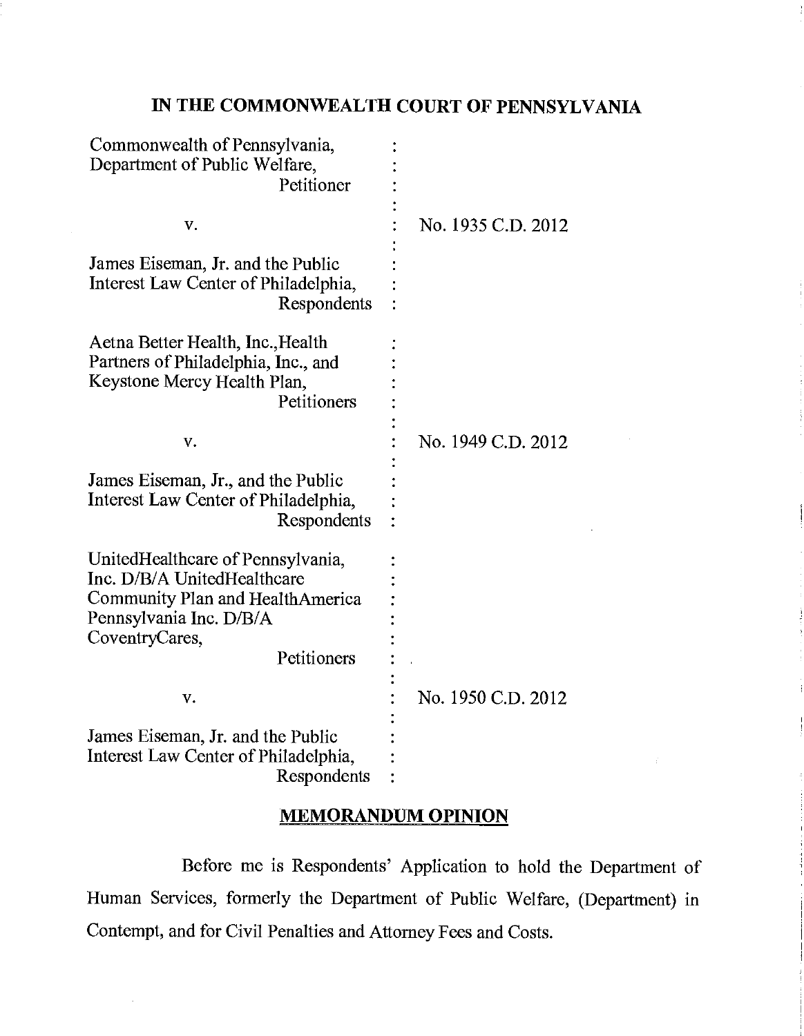# IN THE COMMONWEALTH COURT OF PENNSYLVANIA

| | | |
|---|---|---|
| Commonwealth of Pennsylvania, Department of Public Welfare, Petitioner | : | |
| v. | : | No. 1935 C.D. 2012 |
| James Eiseman, Jr. and the Public Interest Law Center of Philadelphia, Respondents | : | |
| Aetna Better Health, Inc.,Health Partners of Philadelphia, Inc., and Keystone Mercy Health Plan, Petitioners | : | |
| v. | : | No. 1949 C.D. 2012 |
| James Eiseman, Jr., and the Public Interest Law Center of Philadelphia, Respondents | : | |
| UnitedHealthcare of Pennsylvania, Inc. D/B/A UnitedHealthcare Community Plan and HealthAmerica Pennsylvania Inc. D/B/A CoventryCares, Petitioners | : | |
| v. | : | No. 1950 C.D. 2012 |
| James Eiseman, Jr. and the Public Interest Law Center of Philadelphia, Respondents | : | |

## MEMORANDUM OPINION

Before me is Respondents' Application to hold the Department of Human Services, formerly the Department of Public Welfare, (Department) in Contempt, and for Civil Penalties and Attorney Fees and Costs.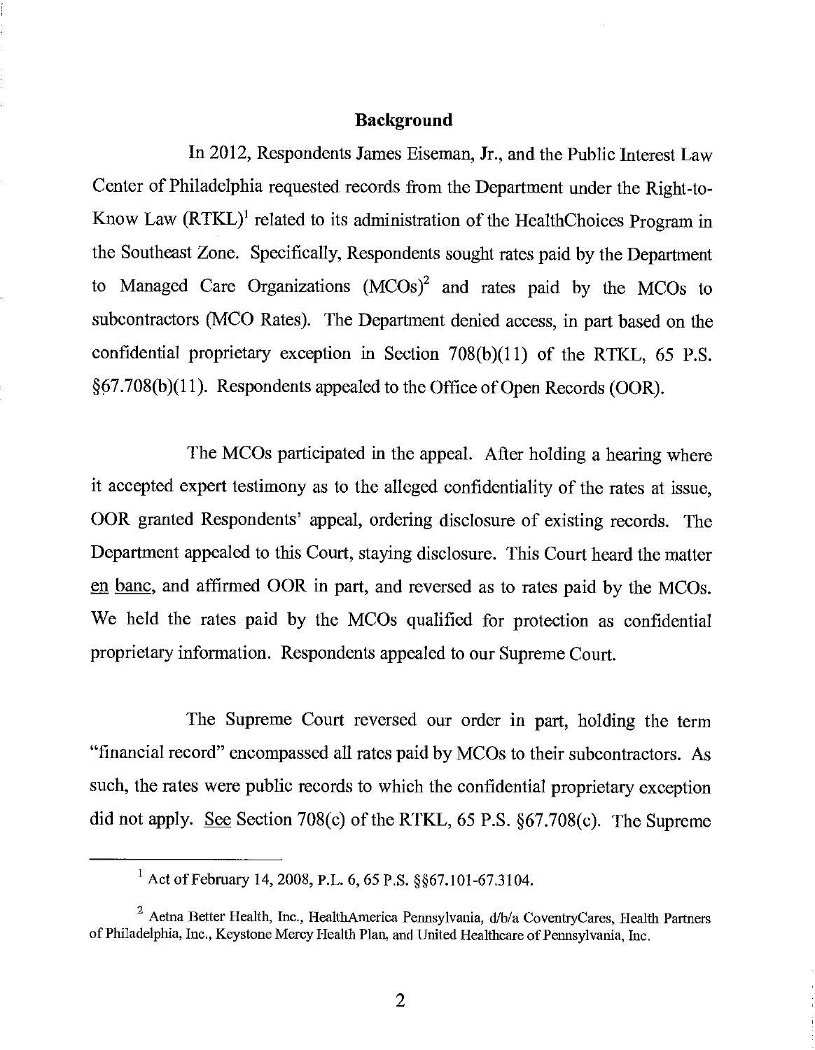## Background

In 2012, Respondents James Eiseman, Jr., and the Public Interest Law Center of Philadelphia requested records from the Department under the Right-to-Know Law (RTKL)[1] related to its administration of the HealthChoices Program in the Southeast Zone. Specifically, Respondents sought rates paid by the Department to Managed Care Organizations (MCOs)[2] and rates paid by the MCOs to subcontractors (MCO Rates). The Department denied access, in part based on the confidential proprietary exception in Section 708(b)(11) of the RTKL, 65 P.S. §67.708(b)(11). Respondents appealed to the Office of Open Records (OOR).

The MCOs participated in the appeal. After holding a hearing where it accepted expert testimony as to the alleged confidentiality of the rates at issue, OOR granted Respondents' appeal, ordering disclosure of existing records. The Department appealed to this Court, staying disclosure. This Court heard the matter en banc, and affirmed OOR in part, and reversed as to rates paid by the MCOs. We held the rates paid by the MCOs qualified for protection as confidential proprietary information. Respondents appealed to our Supreme Court.

The Supreme Court reversed our order in part, holding the term "financial record" encompassed all rates paid by MCOs to their subcontractors. As such, the rates were public records to which the confidential proprietary exception did not apply. See Section 708(c) of the RTKL, 65 P.S. §67.708(c). The Supreme

---

[1] Act of February 14, 2008, P.L. 6, 65 P.S. §§67.101-67.3104.

[2] Aetna Better Health, Inc., HealthAmerica Pennsylvania, d/b/a CoventryCares, Health Partners of Philadelphia, Inc., Keystone Mercy Health Plan, and United Healthcare of Pennsylvania, Inc.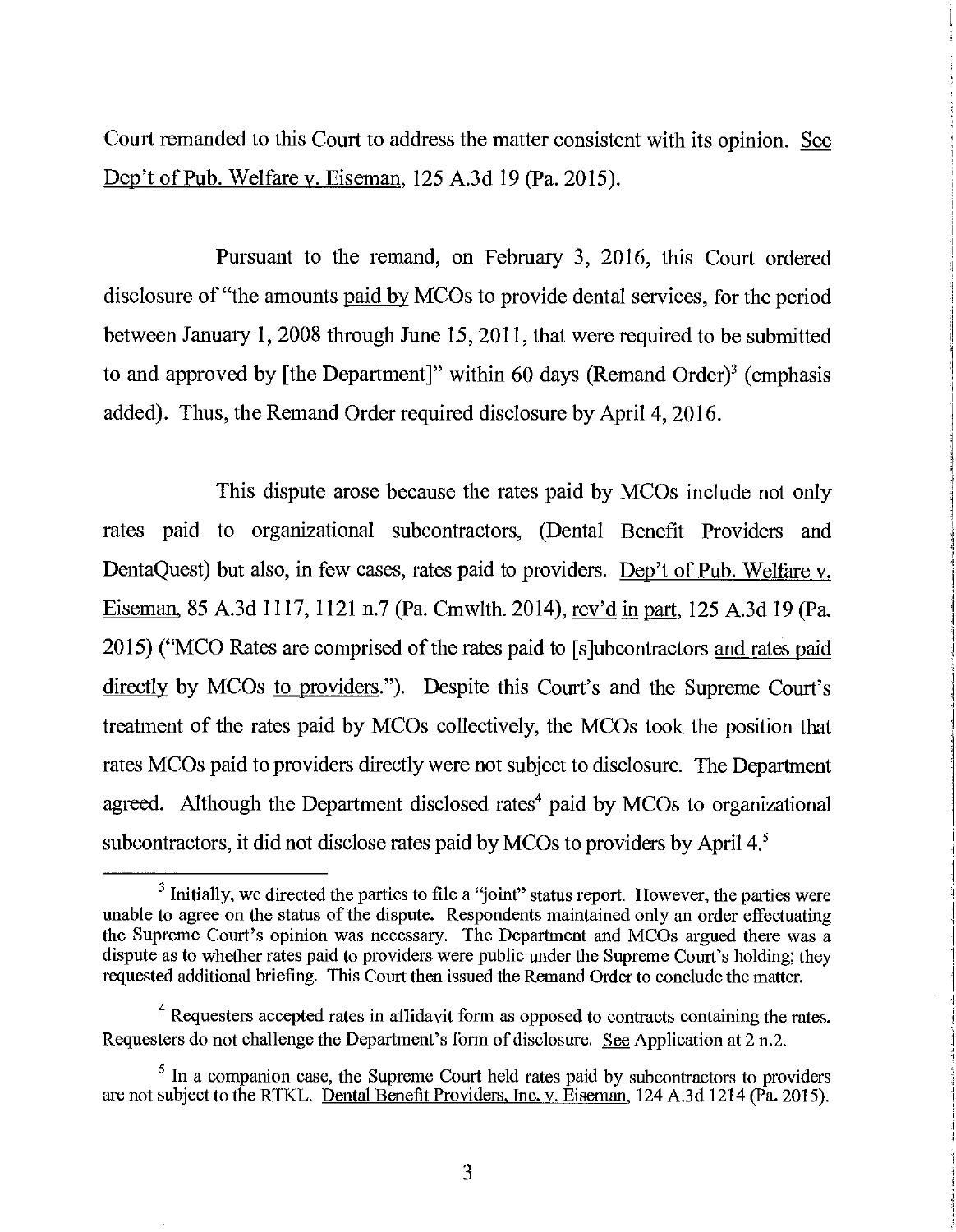Court remanded to this Court to address the matter consistent with its opinion. See Dep't of Pub. Welfare v. Eiseman, 125 A.3d 19 (Pa. 2015).

Pursuant to the remand, on February 3, 2016, this Court ordered disclosure of "the amounts paid by MCOs to provide dental services, for the period between January 1, 2008 through June 15, 2011, that were required to be submitted to and approved by [the Department]" within 60 days (Remand Order)[3] (emphasis added). Thus, the Remand Order required disclosure by April 4, 2016.

This dispute arose because the rates paid by MCOs include not only rates paid to organizational subcontractors, (Dental Benefit Providers and DentaQuest) but also, in few cases, rates paid to providers. Dep't of Pub. Welfare v. Eiseman, 85 A.3d 1117, 1121 n.7 (Pa. Cmwlth. 2014), rev'd in part, 125 A.3d 19 (Pa. 2015) ("MCO Rates are comprised of the rates paid to [s]ubcontractors and rates paid directly by MCOs to providers."). Despite this Court's and the Supreme Court's treatment of the rates paid by MCOs collectively, the MCOs took the position that rates MCOs paid to providers directly were not subject to disclosure. The Department agreed. Although the Department disclosed rates[4] paid by MCOs to organizational subcontractors, it did not disclose rates paid by MCOs to providers by April 4.[5]

---

[3] Initially, we directed the parties to file a "joint" status report. However, the parties were unable to agree on the status of the dispute. Respondents maintained only an order effectuating the Supreme Court's opinion was necessary. The Department and MCOs argued there was a dispute as to whether rates paid to providers were public under the Supreme Court's holding; they requested additional briefing. This Court then issued the Remand Order to conclude the matter.

[4] Requesters accepted rates in affidavit form as opposed to contracts containing the rates. Requesters do not challenge the Department's form of disclosure. See Application at 2 n.2.

[5] In a companion case, the Supreme Court held rates paid by subcontractors to providers are not subject to the RTKL. Dental Benefit Providers, Inc. v. Eiseman, 124 A.3d 1214 (Pa. 2015).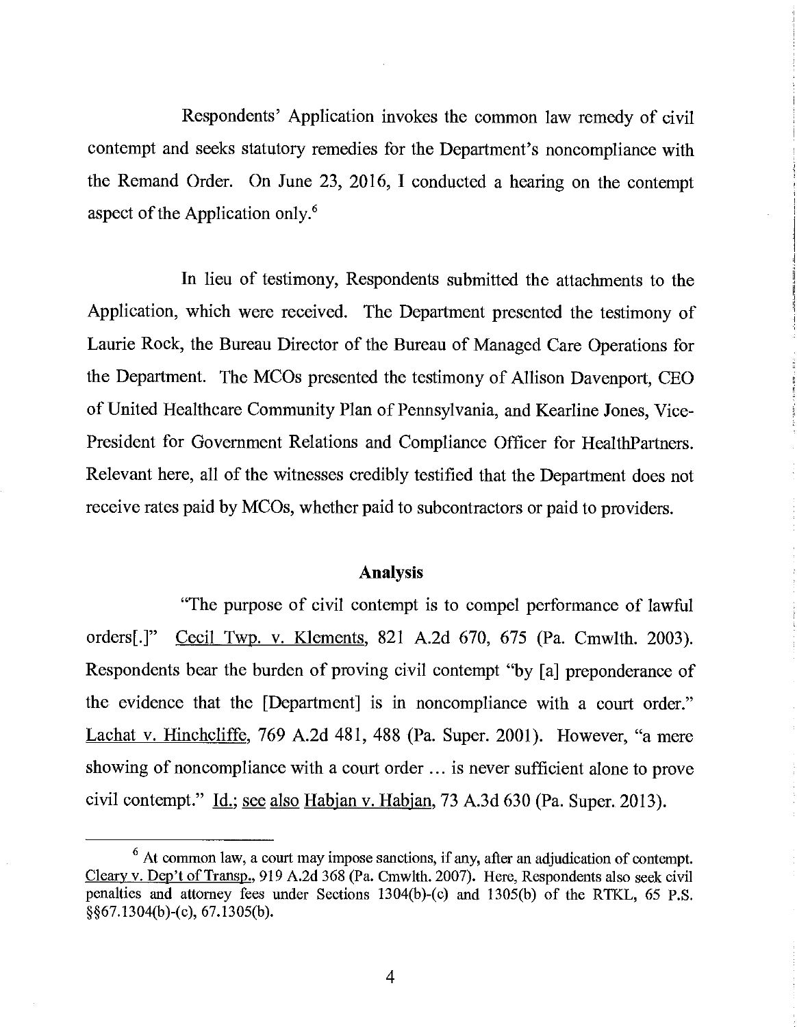Respondents' Application invokes the common law remedy of civil contempt and seeks statutory remedies for the Department's noncompliance with the Remand Order. On June 23, 2016, I conducted a hearing on the contempt aspect of the Application only.[6]

In lieu of testimony, Respondents submitted the attachments to the Application, which were received. The Department presented the testimony of Laurie Rock, the Bureau Director of the Bureau of Managed Care Operations for the Department. The MCOs presented the testimony of Allison Davenport, CEO of United Healthcare Community Plan of Pennsylvania, and Kearline Jones, Vice-President for Government Relations and Compliance Officer for HealthPartners. Relevant here, all of the witnesses credibly testified that the Department does not receive rates paid by MCOs, whether paid to subcontractors or paid to providers.

## Analysis

"The purpose of civil contempt is to compel performance of lawful orders[.]" Cecil Twp. v. Klements, 821 A.2d 670, 675 (Pa. Cmwlth. 2003). Respondents bear the burden of proving civil contempt "by [a] preponderance of the evidence that the [Department] is in noncompliance with a court order." Lachat v. Hinchcliffe, 769 A.2d 481, 488 (Pa. Super. 2001). However, "a mere showing of noncompliance with a court order ... is never sufficient alone to prove civil contempt." Id.; see also Habjan v. Habjan, 73 A.3d 630 (Pa. Super. 2013).

---

[6] At common law, a court may impose sanctions, if any, after an adjudication of contempt. Cleary v. Dep't of Transp., 919 A.2d 368 (Pa. Cmwlth. 2007). Here, Respondents also seek civil penalties and attorney fees under Sections 1304(b)-(c) and 1305(b) of the RTKL, 65 P.S. §§67.1304(b)-(c), 67.1305(b).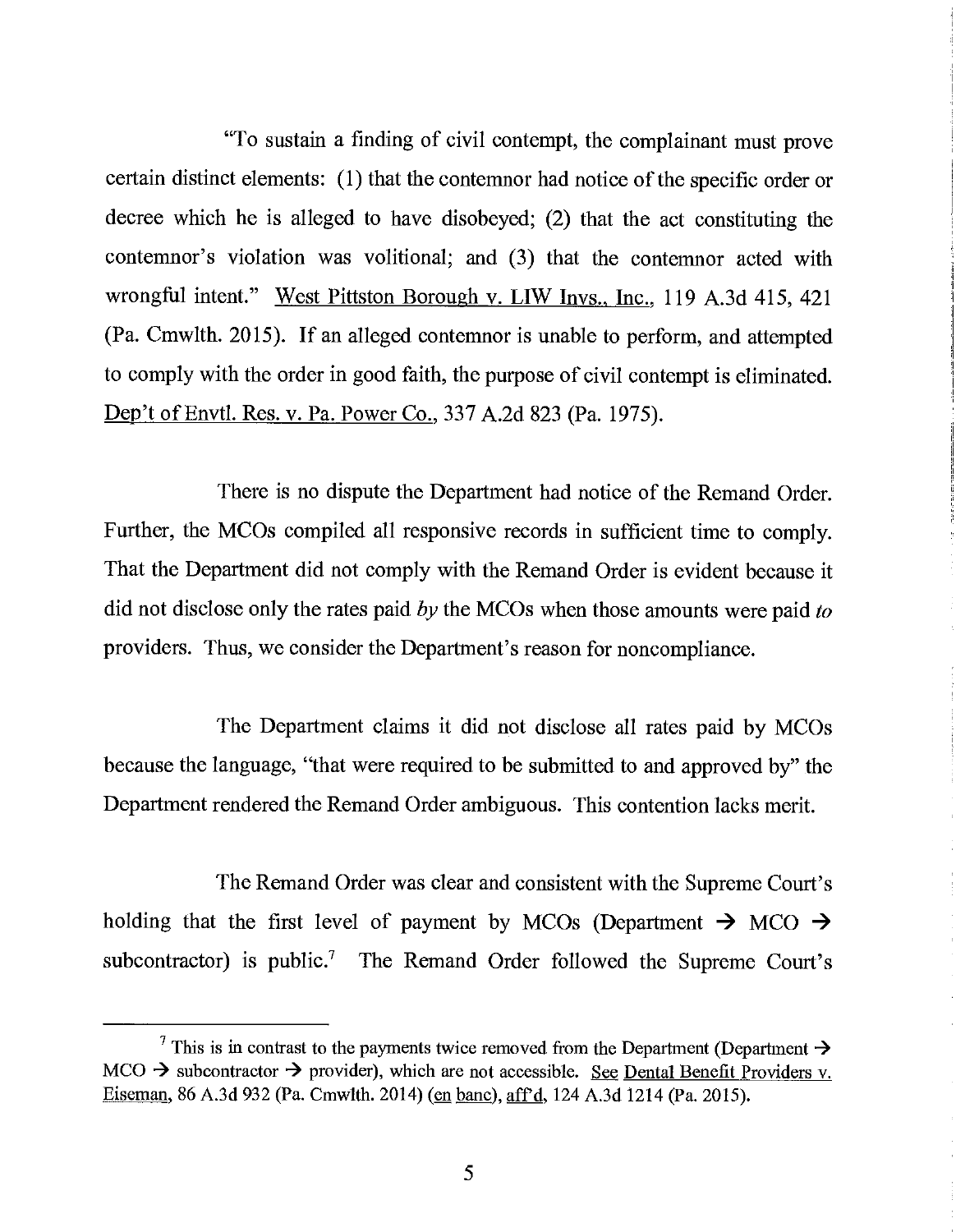"To sustain a finding of civil contempt, the complainant must prove certain distinct elements: (1) that the contemnor had notice of the specific order or decree which he is alleged to have disobeyed; (2) that the act constituting the contemnor's violation was volitional; and (3) that the contemnor acted with wrongful intent." West Pittston Borough v. LIW Invs., Inc., 119 A.3d 415, 421 (Pa. Cmwlth. 2015). If an alleged contemnor is unable to perform, and attempted to comply with the order in good faith, the purpose of civil contempt is eliminated. Dep't of Envtl. Res. v. Pa. Power Co., 337 A.2d 823 (Pa. 1975).

There is no dispute the Department had notice of the Remand Order. Further, the MCOs compiled all responsive records in sufficient time to comply. That the Department did not comply with the Remand Order is evident because it did not disclose only the rates paid *by* the MCOs when those amounts were paid *to* providers. Thus, we consider the Department's reason for noncompliance.

The Department claims it did not disclose all rates paid by MCOs because the language, "that were required to be submitted to and approved by" the Department rendered the Remand Order ambiguous. This contention lacks merit.

The Remand Order was clear and consistent with the Supreme Court's holding that the first level of payment by MCOs (Department → MCO → subcontractor) is public.[7] The Remand Order followed the Supreme Court's

---

[7] This is in contrast to the payments twice removed from the Department (Department → MCO → subcontractor → provider), which are not accessible. See Dental Benefit Providers v. Eiseman, 86 A.3d 932 (Pa. Cmwlth. 2014) (en banc), aff'd, 124 A.3d 1214 (Pa. 2015).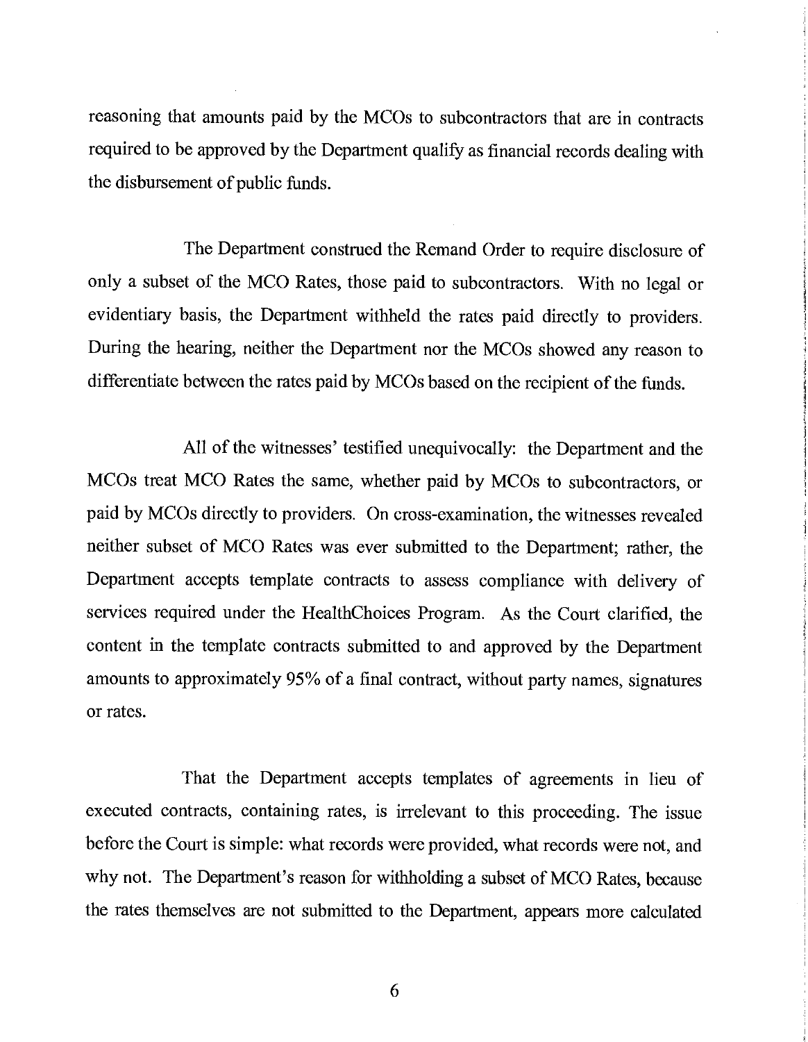reasoning that amounts paid by the MCOs to subcontractors that are in contracts required to be approved by the Department qualify as financial records dealing with the disbursement of public funds.

The Department construed the Remand Order to require disclosure of only a subset of the MCO Rates, those paid to subcontractors. With no legal or evidentiary basis, the Department withheld the rates paid directly to providers. During the hearing, neither the Department nor the MCOs showed any reason to differentiate between the rates paid by MCOs based on the recipient of the funds.

All of the witnesses' testified unequivocally: the Department and the MCOs treat MCO Rates the same, whether paid by MCOs to subcontractors, or paid by MCOs directly to providers. On cross-examination, the witnesses revealed neither subset of MCO Rates was ever submitted to the Department; rather, the Department accepts template contracts to assess compliance with delivery of services required under the HealthChoices Program. As the Court clarified, the content in the template contracts submitted to and approved by the Department amounts to approximately 95% of a final contract, without party names, signatures or rates.

That the Department accepts templates of agreements in lieu of executed contracts, containing rates, is irrelevant to this proceeding. The issue before the Court is simple: what records were provided, what records were not, and why not. The Department's reason for withholding a subset of MCO Rates, because the rates themselves are not submitted to the Department, appears more calculated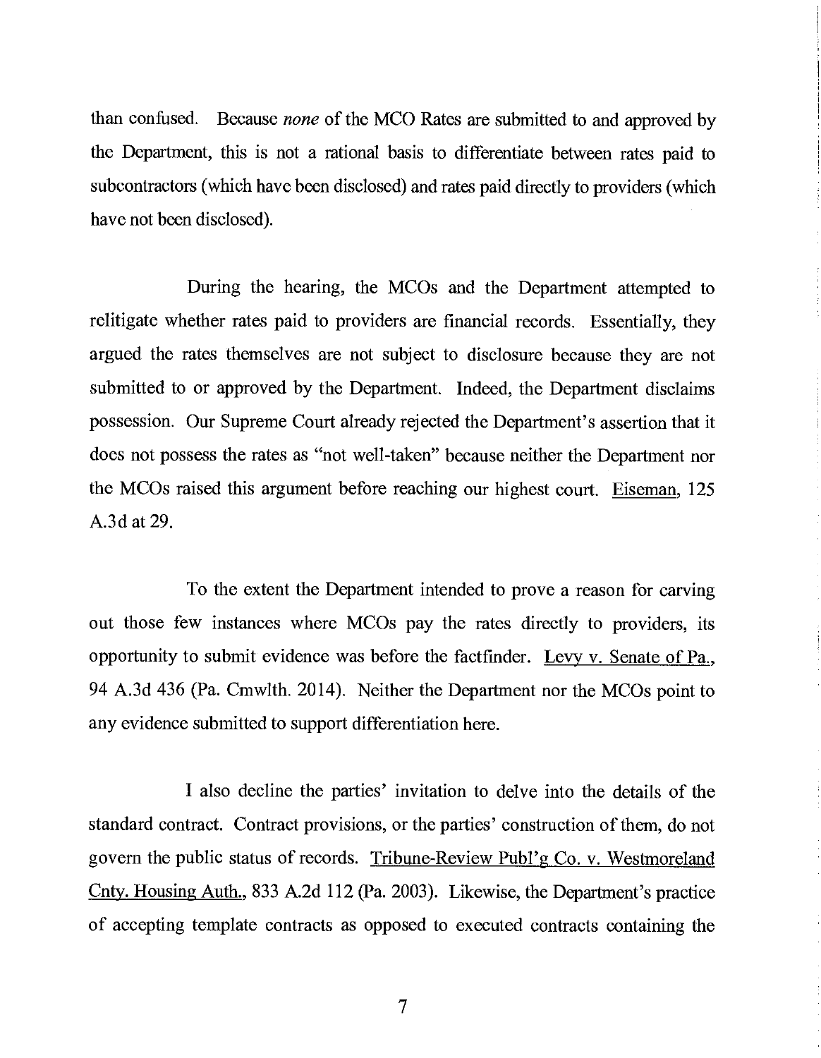than confused. Because *none* of the MCO Rates are submitted to and approved by the Department, this is not a rational basis to differentiate between rates paid to subcontractors (which have been disclosed) and rates paid directly to providers (which have not been disclosed).

During the hearing, the MCOs and the Department attempted to relitigate whether rates paid to providers are financial records. Essentially, they argued the rates themselves are not subject to disclosure because they are not submitted to or approved by the Department. Indeed, the Department disclaims possession. Our Supreme Court already rejected the Department's assertion that it does not possess the rates as "not well-taken" because neither the Department nor the MCOs raised this argument before reaching our highest court. Eiseman, 125 A.3d at 29.

To the extent the Department intended to prove a reason for carving out those few instances where MCOs pay the rates directly to providers, its opportunity to submit evidence was before the factfinder. Levy v. Senate of Pa., 94 A.3d 436 (Pa. Cmwlth. 2014). Neither the Department nor the MCOs point to any evidence submitted to support differentiation here.

I also decline the parties' invitation to delve into the details of the standard contract. Contract provisions, or the parties' construction of them, do not govern the public status of records. Tribune-Review Publ'g Co. v. Westmoreland Cnty. Housing Auth., 833 A.2d 112 (Pa. 2003). Likewise, the Department's practice of accepting template contracts as opposed to executed contracts containing the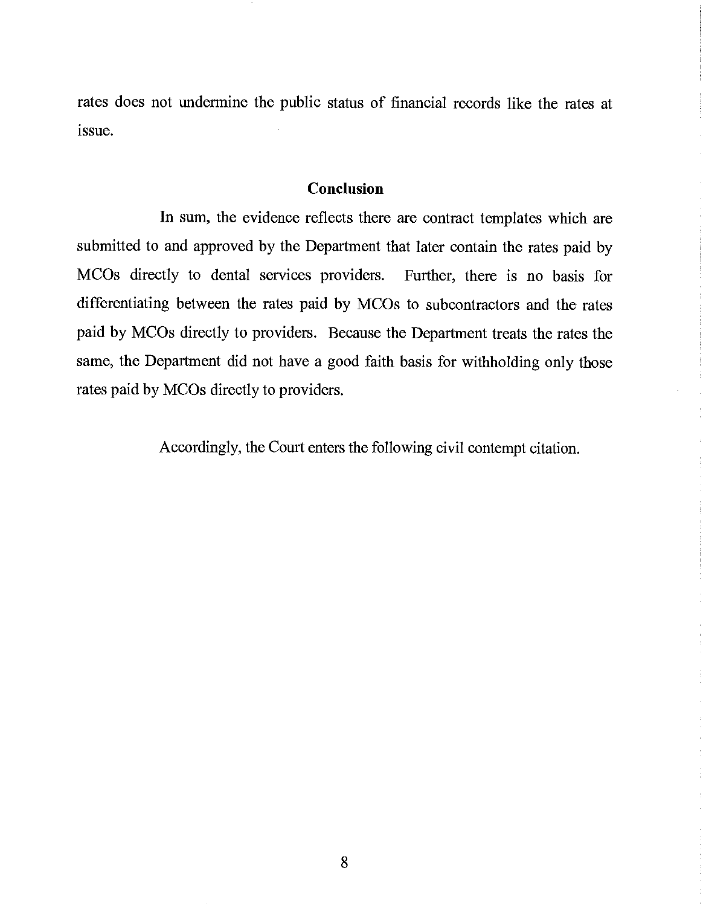rates does not undermine the public status of financial records like the rates at issue.

## Conclusion

In sum, the evidence reflects there are contract templates which are submitted to and approved by the Department that later contain the rates paid by MCOs directly to dental services providers. Further, there is no basis for differentiating between the rates paid by MCOs to subcontractors and the rates paid by MCOs directly to providers. Because the Department treats the rates the same, the Department did not have a good faith basis for withholding only those rates paid by MCOs directly to providers.

Accordingly, the Court enters the following civil contempt citation.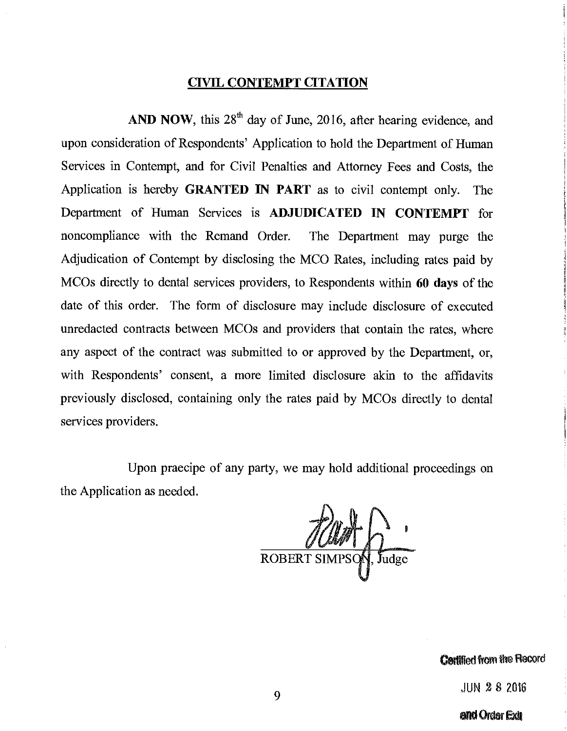## CIVIL CONTEMPT CITATION

**AND NOW**, this 28th day of June, 2016, after hearing evidence, and upon consideration of Respondents' Application to hold the Department of Human Services in Contempt, and for Civil Penalties and Attorney Fees and Costs, the Application is hereby **GRANTED IN PART** as to civil contempt only. The Department of Human Services is **ADJUDICATED IN CONTEMPT** for noncompliance with the Remand Order. The Department may purge the Adjudication of Contempt by disclosing the MCO Rates, including rates paid by MCOs directly to dental services providers, to Respondents within **60 days** of the date of this order. The form of disclosure may include disclosure of executed unredacted contracts between MCOs and providers that contain the rates, where any aspect of the contract was submitted to or approved by the Department, or, with Respondents' consent, a more limited disclosure akin to the affidavits previously disclosed, containing only the rates paid by MCOs directly to dental services providers.

Upon praecipe of any party, we may hold additional proceedings on the Application as needed.

ROBERT SIMPSON, Judge

Certified from the Record

JUN 28 2016

and Order Exit